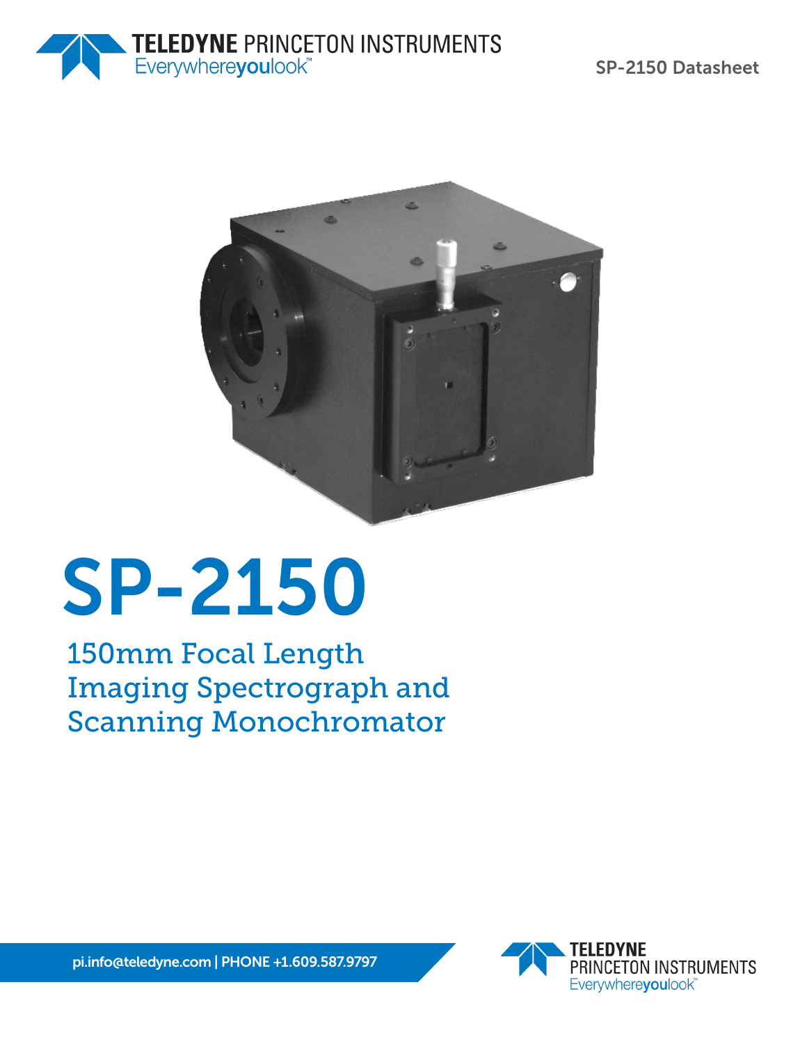# SP-2150

## 150mm Focal Length Imaging Spectrograph and Scanning Monochromator

pi.info@teledyne.com | PHONE +1.609.587.9797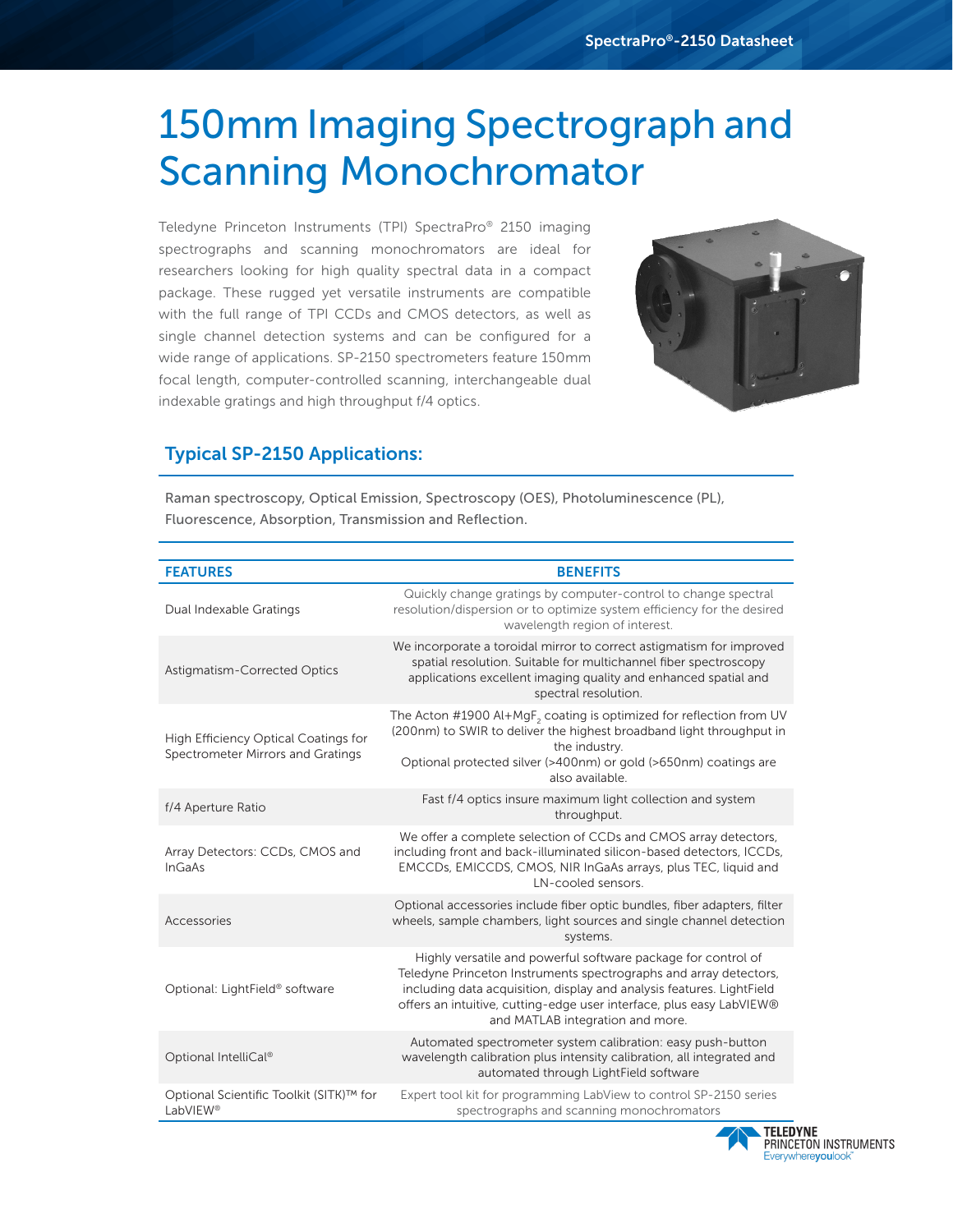# 150mm Imaging Spectrograph and Scanning Monochromator

Teledyne Princeton Instruments (TPI) SpectraPro® 2150 imaging spectrographs and scanning monochromators are ideal for researchers looking for high quality spectral data in a compact package. These rugged yet versatile instruments are compatible with the full range of TPI CCDs and CMOS detectors, as well as single channel detection systems and can be configured for a wide range of applications. SP-2150 spectrometers feature 150mm focal length, computer-controlled scanning, interchangeable dual indexable gratings and high throughput f/4 optics.

## Typical SP-2150 Applications:

Raman spectroscopy, Optical Emission, Spectroscopy (OES), Photoluminescence (PL), Fluorescence, Absorption, Transmission and Reflection.

| FEATURES | BENEFITS |
|---|---|
| Dual Indexable Gratings | Quickly change gratings by computer-control to change spectral resolution/dispersion or to optimize system efficiency for the desired wavelength region of interest. |
| Astigmatism-Corrected Optics | We incorporate a toroidal mirror to correct astigmatism for improved spatial resolution. Suitable for multichannel fiber spectroscopy applications excellent imaging quality and enhanced spatial and spectral resolution. |
| High Efficiency Optical Coatings for Spectrometer Mirrors and Gratings | The Acton #1900 Al+$MgF_2$ coating is optimized for reflection from UV (200nm) to SWIR to deliver the highest broadband light throughput in the industry.<br>Optional protected silver (>400nm) or gold (>650nm) coatings are also available. |
| f/4 Aperture Ratio | Fast f/4 optics insure maximum light collection and system throughput. |
| Array Detectors: CCDs, CMOS and InGaAs | We offer a complete selection of CCDs and CMOS array detectors, including front and back-illuminated silicon-based detectors, ICCDs, EMCCDs, EMICCDS, CMOS, NIR InGaAs arrays, plus TEC, liquid and LN-cooled sensors. |
| Accessories | Optional accessories include fiber optic bundles, fiber adapters, filter wheels, sample chambers, light sources and single channel detection systems. |
| Optional: LightField® software | Highly versatile and powerful software package for control of Teledyne Princeton Instruments spectrographs and array detectors, including data acquisition, display and analysis features. LightField offers an intuitive, cutting-edge user interface, plus easy LabVIEW® and MATLAB integration and more. |
| Optional IntelliCal® | Automated spectrometer system calibration: easy push-button wavelength calibration plus intensity calibration, all integrated and automated through LightField software |
| Optional Scientific Toolkit (SITK)™ for LabVIEW® | Expert tool kit for programming LabView to control SP-2150 series spectrographs and scanning monochromators |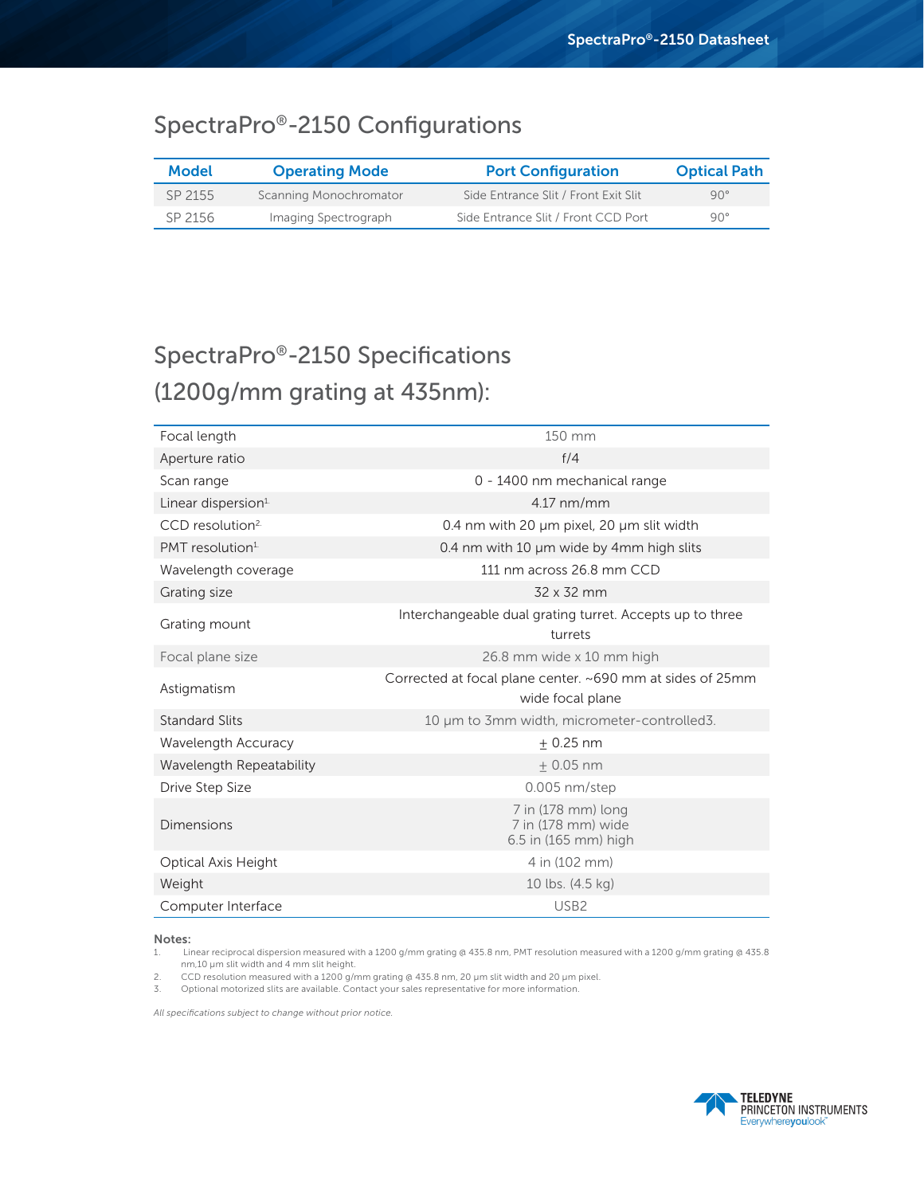# SpectraPro®-2150 Configurations

| Model | Operating Mode | Port Configuration | Optical Path |
|---|---|---|---|
| SP 2155 | Scanning Monochromator | Side Entrance Slit / Front Exit Slit | 90° |
| SP 2156 | Imaging Spectrograph | Side Entrance Slit / Front CCD Port | 90° |

# SpectraPro®-2150 Specifications (1200g/mm grating at 435nm):

| | |
|---|---|
| Focal length | 150 mm |
| Aperture ratio | f/4 |
| Scan range | 0 - 1400 nm mechanical range |
| Linear dispersion[1] | 4.17 nm/mm |
| CCD resolution[2] | 0.4 nm with 20 µm pixel, 20 µm slit width |
| PMT resolution[1] | 0.4 nm with 10 µm wide by 4mm high slits |
| Wavelength coverage | 111 nm across 26.8 mm CCD |
| Grating size | 32 x 32 mm |
| Grating mount | Interchangeable dual grating turret. Accepts up to three turrets |
| Focal plane size | 26.8 mm wide x 10 mm high |
| Astigmatism | Corrected at focal plane center. ~690 mm at sides of 25mm wide focal plane |
| Standard Slits | 10 µm to 3mm width, micrometer-controlled3. |
| Wavelength Accuracy | ± 0.25 nm |
| Wavelength Repeatability | ± 0.05 nm |
| Drive Step Size | 0.005 nm/step |
| Dimensions | 7 in (178 mm) long<br>7 in (178 mm) wide<br>6.5 in (165 mm) high |
| Optical Axis Height | 4 in (102 mm) |
| Weight | 10 lbs. (4.5 kg) |
| Computer Interface | USB2 |

**Notes:**

1. Linear reciprocal dispersion measured with a 1200 g/mm grating @ 435.8 nm, PMT resolution measured with a 1200 g/mm grating @ 435.8 nm,10 µm slit width and 4 mm slit height.
2. CCD resolution measured with a 1200 g/mm grating @ 435.8 nm, 20 µm slit width and 20 µm pixel.
3. Optional motorized slits are available. Contact your sales representative for more information.

*All specifications subject to change without prior notice.*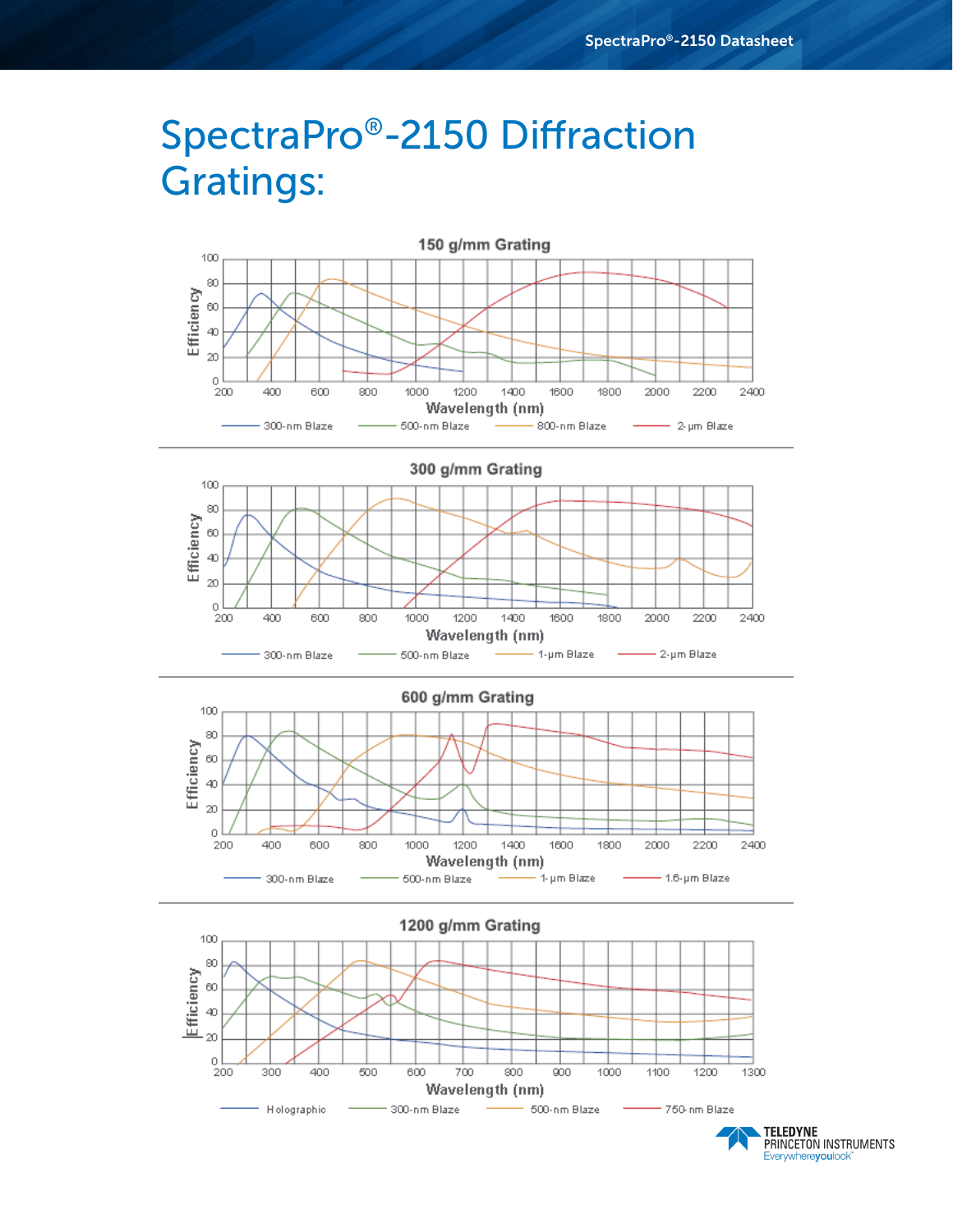# SpectraPro®-2150 Diffraction Gratings:

150 g/mm Grating

Efficiency

Wavelength (nm)

300-nm Blaze | 500-nm Blaze | 800-nm Blaze | 2-µm Blaze

300 g/mm Grating

Efficiency

Wavelength (nm)

300-nm Blaze | 500-nm Blaze | 1-µm Blaze | 2-µm Blaze

600 g/mm Grating

Efficiency

Wavelength (nm)

300-nm Blaze | 500-nm Blaze | 1-µm Blaze | 1.6-µm Blaze

1200 g/mm Grating

Efficiency

Wavelength (nm)

Holographic | 300-nm Blaze | 500-nm Blaze | 750-nm Blaze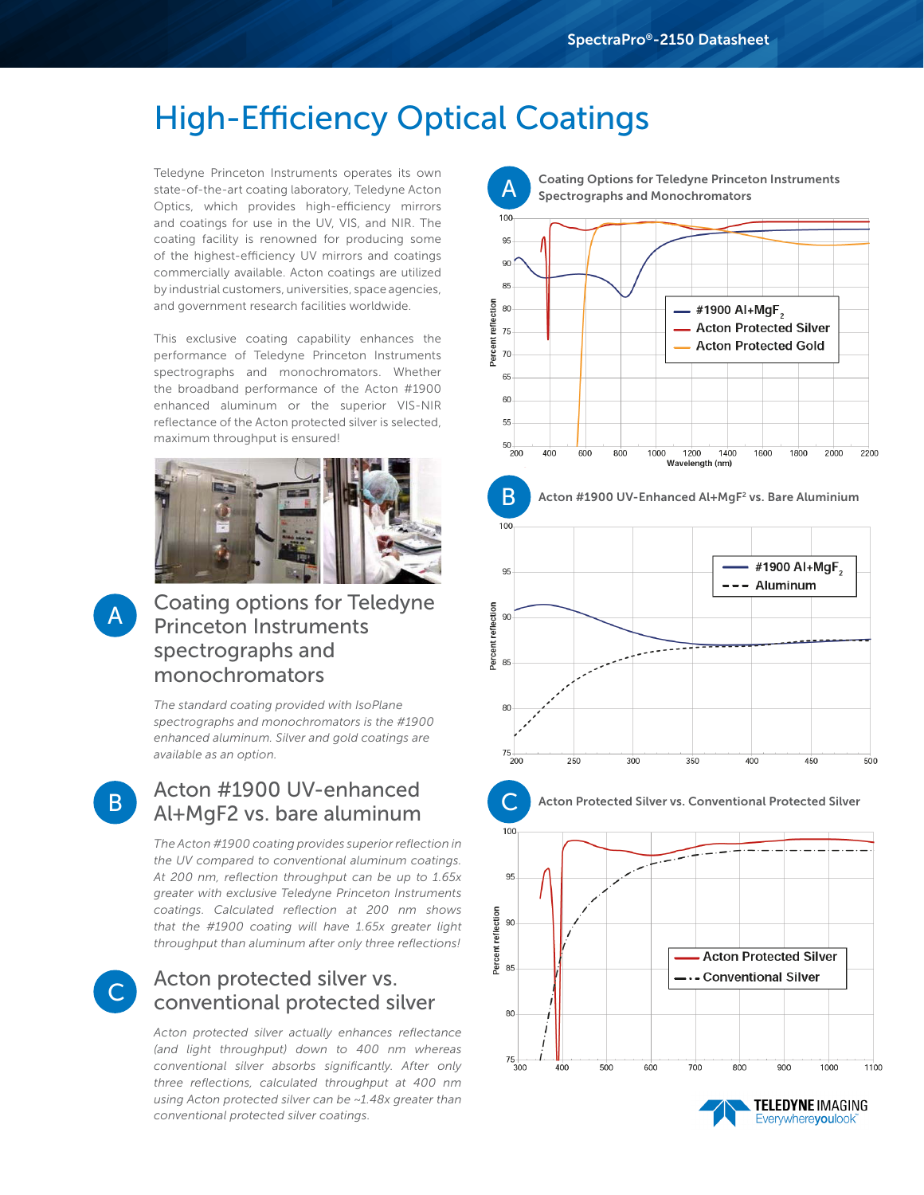# High-Efficiency Optical Coatings

Teledyne Princeton Instruments operates its own state-of-the-art coating laboratory, Teledyne Acton Optics, which provides high-efficiency mirrors and coatings for use in the UV, VIS, and NIR. The coating facility is renowned for producing some of the highest-efficiency UV mirrors and coatings commercially available. Acton coatings are utilized by industrial customers, universities, space agencies, and government research facilities worldwide.

This exclusive coating capability enhances the performance of Teledyne Princeton Instruments spectrographs and monochromators. Whether the broadband performance of the Acton #1900 enhanced aluminum or the superior VIS-NIR reflectance of the Acton protected silver is selected, maximum throughput is ensured!

## A Coating options for Teledyne Princeton Instruments spectrographs and monochromators

*The standard coating provided with IsoPlane spectrographs and monochromators is the #1900 enhanced aluminum. Silver and gold coatings are available as an option.*

## B Acton #1900 UV-enhanced Al+MgF2 vs. bare aluminum

*The Acton #1900 coating provides superior reflection in the UV compared to conventional aluminum coatings. At 200 nm, reflection throughput can be up to 1.65x greater with exclusive Teledyne Princeton Instruments coatings. Calculated reflection at 200 nm shows that the #1900 coating will have 1.65x greater light throughput than aluminum after only three reflections!*

## C Acton protected silver vs. conventional protected silver

*Acton protected silver actually enhances reflectance (and light throughput) down to 400 nm whereas conventional silver absorbs significantly. After only three reflections, calculated throughput at 400 nm using Acton protected silver can be ~1.48x greater than conventional protected silver coatings.*

A — Coating Options for Teledyne Princeton Instruments Spectrographs and Monochromators

B — Acton #1900 UV-Enhanced Al+MgF² vs. Bare Aluminium

C — Acton Protected Silver vs. Conventional Protected Silver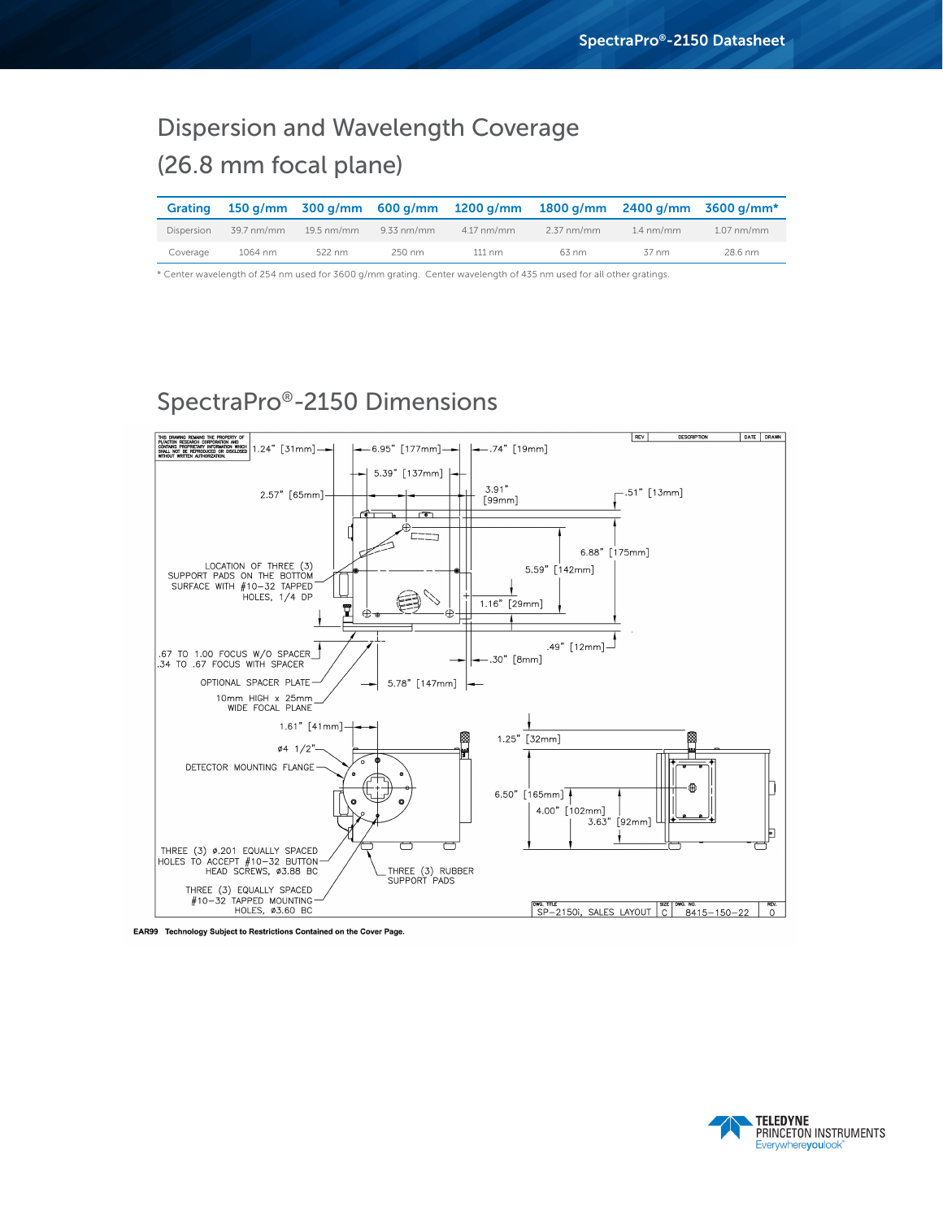## Dispersion and Wavelength Coverage (26.8 mm focal plane)

| Grating | 150 g/mm | 300 g/mm | 600 g/mm | 1200 g/mm | 1800 g/mm | 2400 g/mm | 3600 g/mm* |
|---|---|---|---|---|---|---|---|
| Dispersion | 39.7 nm/mm | 19.5 nm/mm | 9.33 nm/mm | 4.17 nm/mm | 2.37 nm/mm | 1.4 nm/mm | 1.07 nm/mm |
| Coverage | 1064 nm | 522 nm | 250 nm | 111 nm | 63 nm | 37 nm | 28.6 nm |

* Center wavelength of 254 nm used for 3600 g/mm grating. Center wavelength of 435 nm used for all other gratings.

## SpectraPro®-2150 Dimensions

THIS DRAWING REMAINS THE PROPERTY OF PI/ACTON RESEARCH CORPORATION AND CONTAINS PROPRIETARY INFORMATION WHICH SHALL NOT BE REPRODUCED OR DISCLOSED WITHOUT WRITTEN AUTHORIZATION.

| REV | DESCRIPTION | DATE | DRAWN |
|---|---|---|---|

1.24" [31mm]
6.95" [177mm]
.74" [19mm]
5.39" [137mm]
2.57" [65mm]
3.91" [99mm]
.51" [13mm]
6.88" [175mm]
5.59" [142mm]
1.16" [29mm]
.49" [12mm]
.30" [8mm]
5.78" [147mm]

LOCATION OF THREE (3) SUPPORT PADS ON THE BOTTOM SURFACE WITH #10–32 TAPPED HOLES, 1/4 DP

.67 TO 1.00 FOCUS W/O SPACER
.34 TO .67 FOCUS WITH SPACER

OPTIONAL SPACER PLATE

10mm HIGH x 25mm WIDE FOCAL PLANE

1.61" [41mm]
ø4 1/2"
DETECTOR MOUNTING FLANGE
1.25" [32mm]
6.50" [165mm]
4.00" [102mm]
3.63" [92mm]

THREE (3) ø.201 EQUALLY SPACED HOLES TO ACCEPT #10–32 BUTTON HEAD SCREWS, ø3.88 BC

THREE (3) RUBBER SUPPORT PADS

THREE (3) EQUALLY SPACED #10–32 TAPPED MOUNTING HOLES, ø3.60 BC

| DWG. TITLE | SIZE | DWG. NO. | REV. |
|---|---|---|---|
| SP–2150i, SALES LAYOUT | C | 8415–150–22 | 0 |

**EAR99 Technology Subject to Restrictions Contained on the Cover Page.**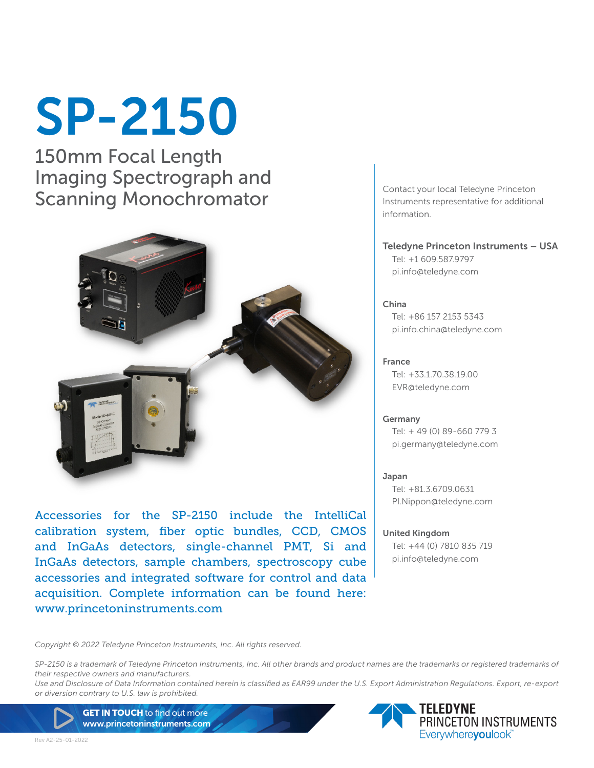# SP-2150

## 150mm Focal Length Imaging Spectrograph and Scanning Monochromator

Accessories for the SP-2150 include the IntelliCal calibration system, fiber optic bundles, CCD, CMOS and InGaAs detectors, single-channel PMT, Si and InGaAs detectors, sample chambers, spectroscopy cube accessories and integrated software for control and data acquisition. Complete information can be found here: www.princetoninstruments.com

Contact your local Teledyne Princeton Instruments representative for additional information.

**Teledyne Princeton Instruments – USA**
Tel: +1 609.587.9797
pi.info@teledyne.com

**China**
Tel: +86 157 2153 5343
pi.info.china@teledyne.com

**France**
Tel: +33.1.70.38.19.00
EVR@teledyne.com

**Germany**
Tel: + 49 (0) 89-660 779 3
pi.germany@teledyne.com

**Japan**
Tel: +81.3.6709.0631
PI.Nippon@teledyne.com

**United Kingdom**
Tel: +44 (0) 7810 835 719
pi.info@teledyne.com

*Copyright © 2022 Teledyne Princeton Instruments, Inc. All rights reserved.*

*SP-2150 is a trademark of Teledyne Princeton Instruments, Inc. All other brands and product names are the trademarks or registered trademarks of their respective owners and manufacturers.*
*Use and Disclosure of Data Information contained herein is classified as EAR99 under the U.S. Export Administration Regulations. Export, re-export or diversion contrary to U.S. law is prohibited.*

**GET IN TOUCH** to find out more
www.princetoninstruments.com

TELEDYNE PRINCETON INSTRUMENTS
Everywhereyoulook™

Rev A2-25-01-2022